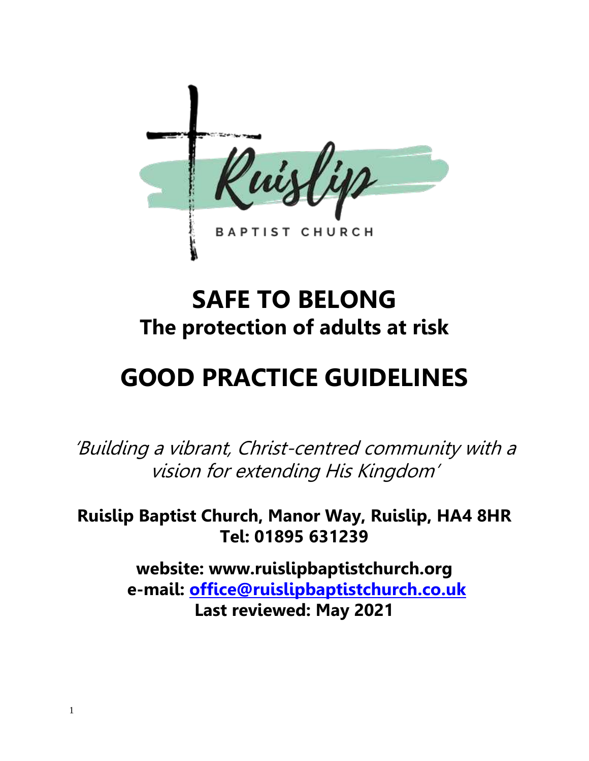Ruislip

BAPTIST CHURCH

# SAFE TO BELONG

## The protection of adults at risk

# GOOD PRACTICE GUIDELINES

*'Building a vibrant, Christ-centred community with a vision for extending His Kingdom'*

**Ruislip Baptist Church, Manor Way, Ruislip, HA4 8HR**
**Tel: 01895 631239**

**website: www.ruislipbaptistchurch.org**
**e-mail: office@ruislipbaptistchurch.co.uk**
**Last reviewed: May 2021**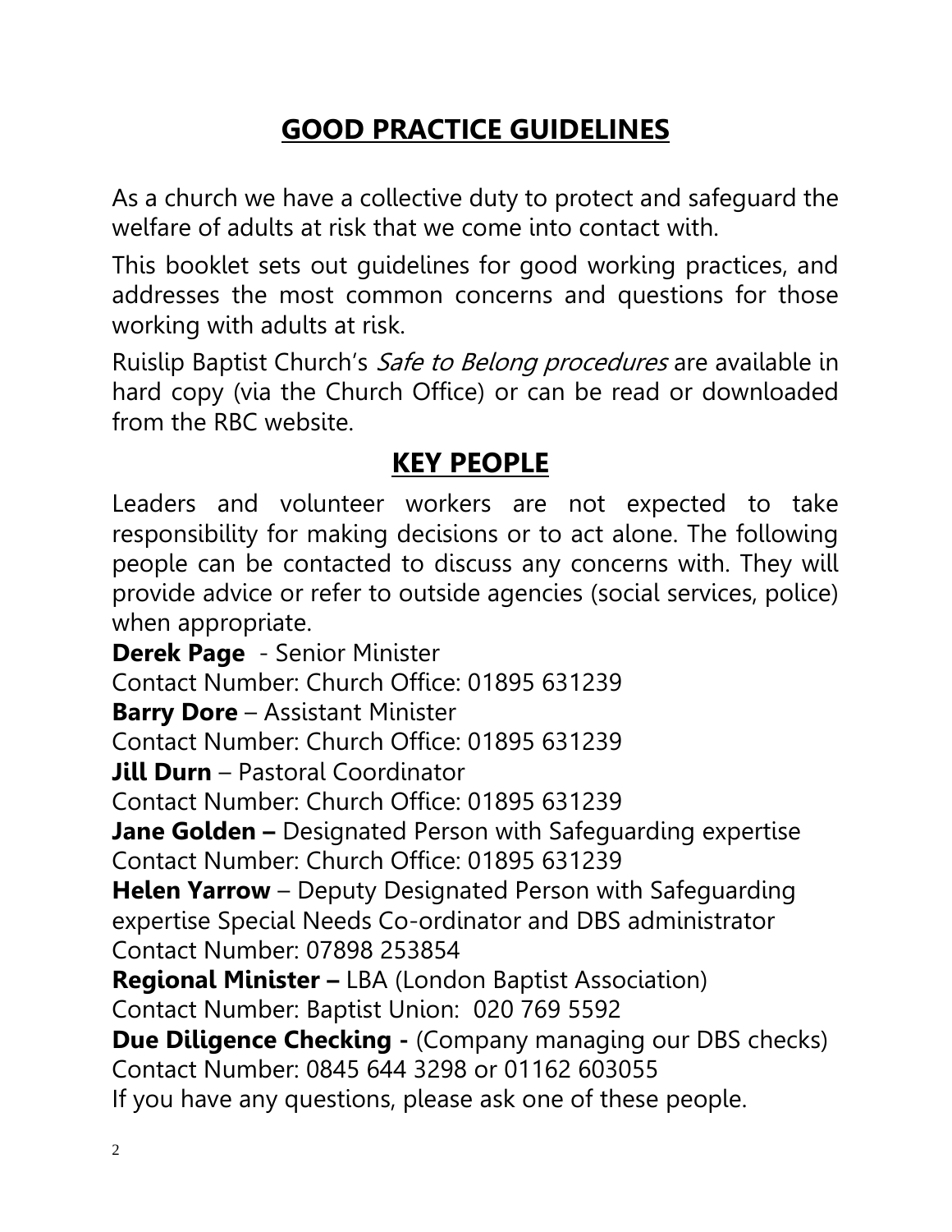# GOOD PRACTICE GUIDELINES

As a church we have a collective duty to protect and safeguard the welfare of adults at risk that we come into contact with.

This booklet sets out guidelines for good working practices, and addresses the most common concerns and questions for those working with adults at risk.

Ruislip Baptist Church's *Safe to Belong procedures* are available in hard copy (via the Church Office) or can be read or downloaded from the RBC website.

# KEY PEOPLE

Leaders and volunteer workers are not expected to take responsibility for making decisions or to act alone. The following people can be contacted to discuss any concerns with. They will provide advice or refer to outside agencies (social services, police) when appropriate.

**Derek Page** - Senior Minister
Contact Number: Church Office: 01895 631239

**Barry Dore** – Assistant Minister
Contact Number: Church Office: 01895 631239

**Jill Durn** – Pastoral Coordinator
Contact Number: Church Office: 01895 631239

**Jane Golden –** Designated Person with Safeguarding expertise
Contact Number: Church Office: 01895 631239

**Helen Yarrow** – Deputy Designated Person with Safeguarding expertise Special Needs Co-ordinator and DBS administrator
Contact Number: 07898 253854

**Regional Minister –** LBA (London Baptist Association)
Contact Number: Baptist Union: 020 769 5592

**Due Diligence Checking -** (Company managing our DBS checks)
Contact Number: 0845 644 3298 or 01162 603055

If you have any questions, please ask one of these people.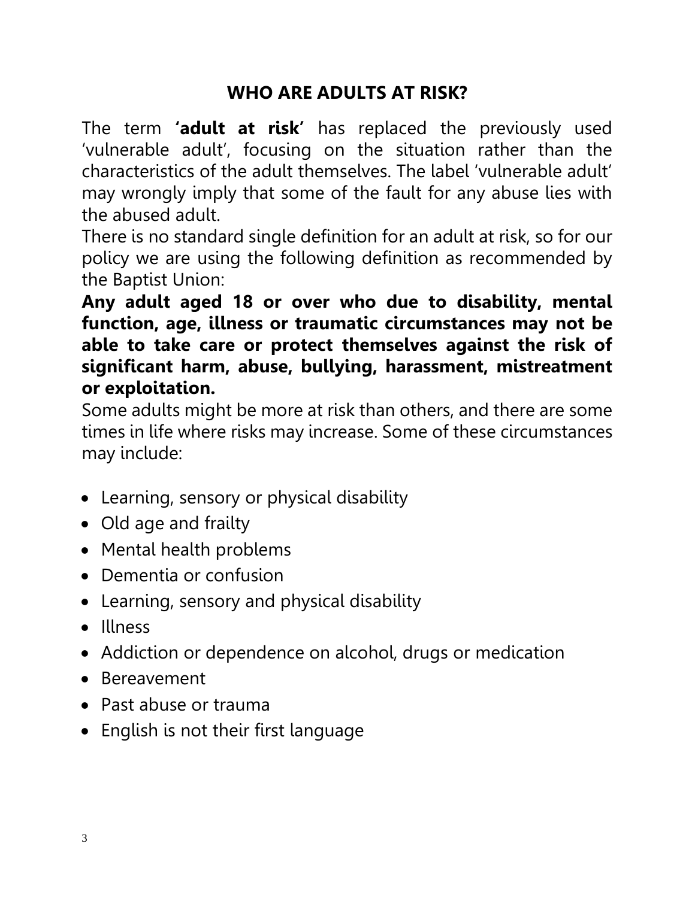## WHO ARE ADULTS AT RISK?

The term **'adult at risk'** has replaced the previously used 'vulnerable adult', focusing on the situation rather than the characteristics of the adult themselves. The label 'vulnerable adult' may wrongly imply that some of the fault for any abuse lies with the abused adult.

There is no standard single definition for an adult at risk, so for our policy we are using the following definition as recommended by the Baptist Union:

**Any adult aged 18 or over who due to disability, mental function, age, illness or traumatic circumstances may not be able to take care or protect themselves against the risk of significant harm, abuse, bullying, harassment, mistreatment or exploitation.**

Some adults might be more at risk than others, and there are some times in life where risks may increase. Some of these circumstances may include:

- Learning, sensory or physical disability
- Old age and frailty
- Mental health problems
- Dementia or confusion
- Learning, sensory and physical disability
- Illness
- Addiction or dependence on alcohol, drugs or medication
- Bereavement
- Past abuse or trauma
- English is not their first language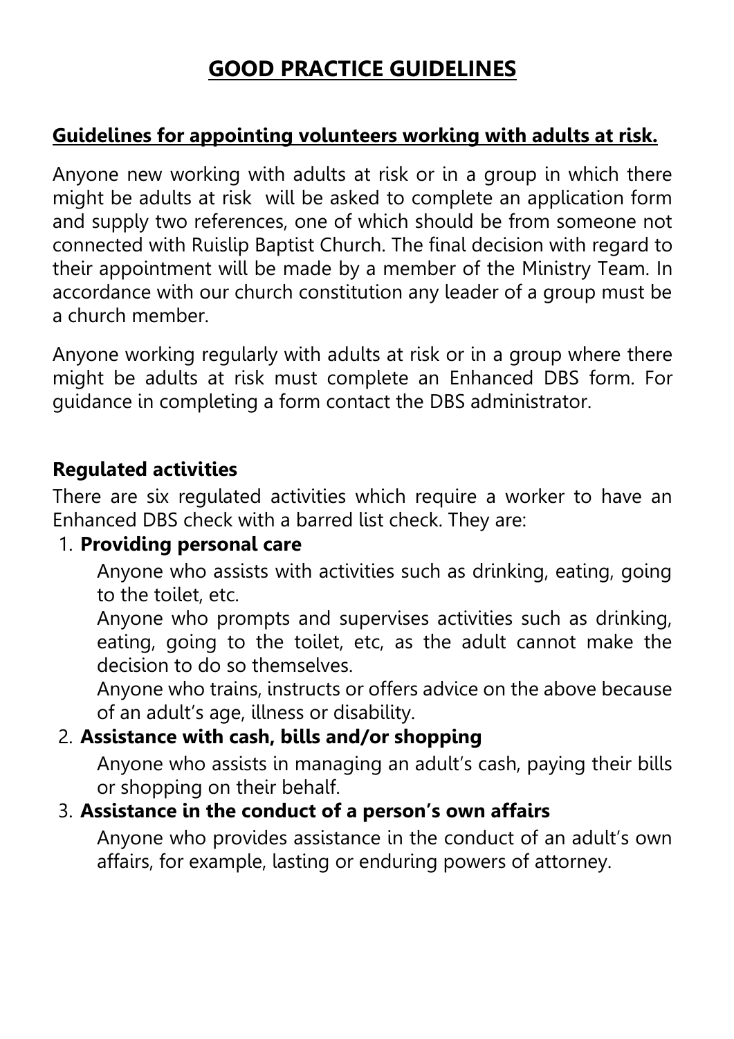# GOOD PRACTICE GUIDELINES

## Guidelines for appointing volunteers working with adults at risk.

Anyone new working with adults at risk or in a group in which there might be adults at risk will be asked to complete an application form and supply two references, one of which should be from someone not connected with Ruislip Baptist Church. The final decision with regard to their appointment will be made by a member of the Ministry Team. In accordance with our church constitution any leader of a group must be a church member.

Anyone working regularly with adults at risk or in a group where there might be adults at risk must complete an Enhanced DBS form. For guidance in completing a form contact the DBS administrator.

### Regulated activities

There are six regulated activities which require a worker to have an Enhanced DBS check with a barred list check. They are:

1. **Providing personal care**

   Anyone who assists with activities such as drinking, eating, going to the toilet, etc.

   Anyone who prompts and supervises activities such as drinking, eating, going to the toilet, etc, as the adult cannot make the decision to do so themselves.

   Anyone who trains, instructs or offers advice on the above because of an adult's age, illness or disability.

2. **Assistance with cash, bills and/or shopping**

   Anyone who assists in managing an adult's cash, paying their bills or shopping on their behalf.

3. **Assistance in the conduct of a person's own affairs**

   Anyone who provides assistance in the conduct of an adult's own affairs, for example, lasting or enduring powers of attorney.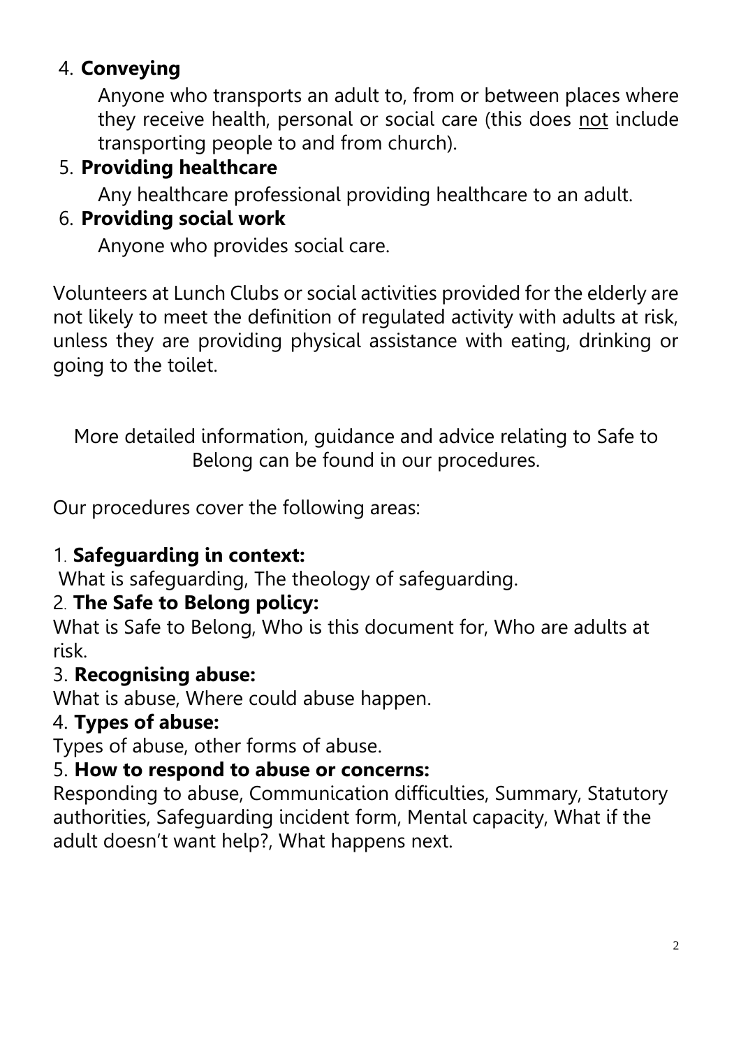4. **Conveying**

   Anyone who transports an adult to, from or between places where they receive health, personal or social care (this does <u>not</u> include transporting people to and from church).

5. **Providing healthcare**

   Any healthcare professional providing healthcare to an adult.

6. **Providing social work**

   Anyone who provides social care.

Volunteers at Lunch Clubs or social activities provided for the elderly are not likely to meet the definition of regulated activity with adults at risk, unless they are providing physical assistance with eating, drinking or going to the toilet.

More detailed information, guidance and advice relating to Safe to Belong can be found in our procedures.

Our procedures cover the following areas:

1. **Safeguarding in context:**
What is safeguarding, The theology of safeguarding.
2. **The Safe to Belong policy:**
What is Safe to Belong, Who is this document for, Who are adults at risk.
3. **Recognising abuse:**
What is abuse, Where could abuse happen.
4. **Types of abuse:**
Types of abuse, other forms of abuse.
5. **How to respond to abuse or concerns:**
Responding to abuse, Communication difficulties, Summary, Statutory authorities, Safeguarding incident form, Mental capacity, What if the adult doesn't want help?, What happens next.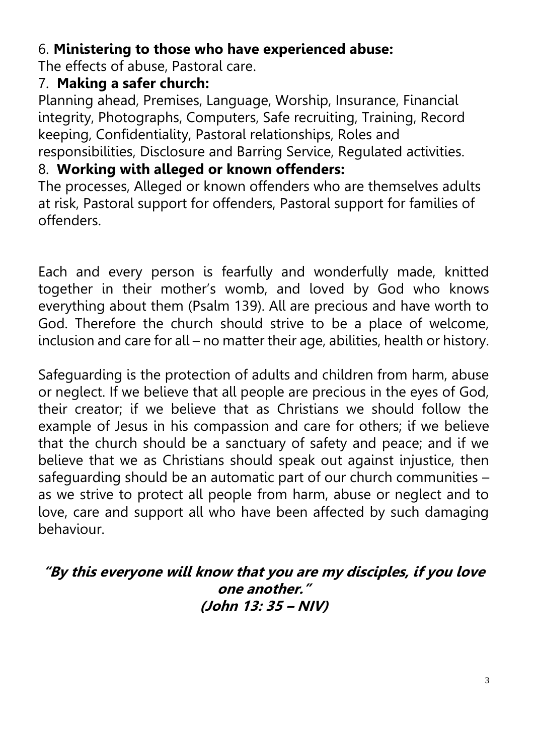6. **Ministering to those who have experienced abuse:**
The effects of abuse, Pastoral care.

7. **Making a safer church:**
Planning ahead, Premises, Language, Worship, Insurance, Financial integrity, Photographs, Computers, Safe recruiting, Training, Record keeping, Confidentiality, Pastoral relationships, Roles and responsibilities, Disclosure and Barring Service, Regulated activities.

8. **Working with alleged or known offenders:**
The processes, Alleged or known offenders who are themselves adults at risk, Pastoral support for offenders, Pastoral support for families of offenders.

Each and every person is fearfully and wonderfully made, knitted together in their mother's womb, and loved by God who knows everything about them (Psalm 139). All are precious and have worth to God. Therefore the church should strive to be a place of welcome, inclusion and care for all – no matter their age, abilities, health or history.

Safeguarding is the protection of adults and children from harm, abuse or neglect. If we believe that all people are precious in the eyes of God, their creator; if we believe that as Christians we should follow the example of Jesus in his compassion and care for others; if we believe that the church should be a sanctuary of safety and peace; and if we believe that we as Christians should speak out against injustice, then safeguarding should be an automatic part of our church communities – as we strive to protect all people from harm, abuse or neglect and to love, care and support all who have been affected by such damaging behaviour.

***"By this everyone will know that you are my disciples, if you love one another."***
***(John 13: 35 – NIV)***